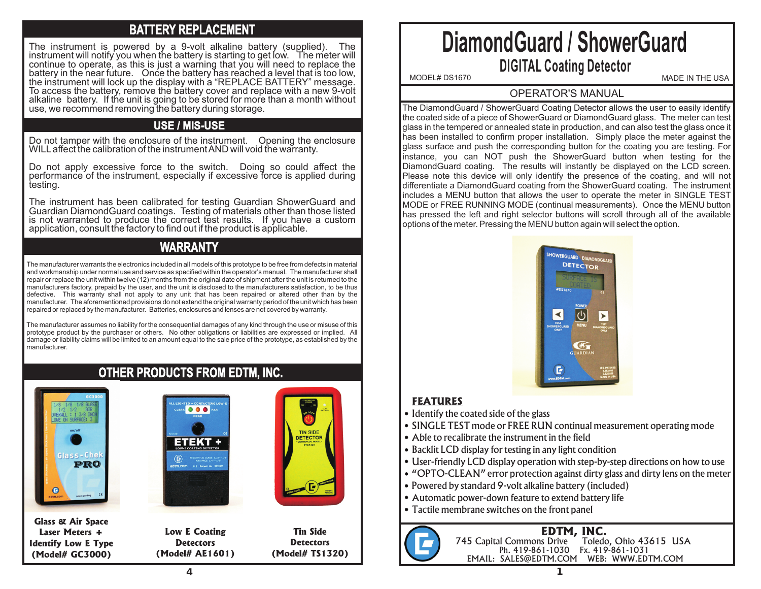## BATTERY REPLACEMENT

The instrument is powered by a 9-volt alkaline battery (supplied). The instrument will notify you when the battery is starting to get low. The meter will continue to operate, as this is just a warning that you will need to replace the battery in the near future. Once the battery has reached a level that is too low, the instrument will lock up the display with a "REPLACE BATTERY" message. To access the battery, remove the battery cover and replace with a new 9-volt alkaline battery. If the unit is going to be stored for more than a month without use, we recommend removing the battery during storage.

## USE / MIS-USE

Do not tamper with the enclosure of the instrument. Opening the enclosure WILL affect the calibration of the instrument AND will void the warranty.

Do not apply excessive force to the switch. Doing so could affect the performance of the instrument, especially if excessive force is applied during testing.

The instrument has been calibrated for testing Guardian ShowerGuard and Guardian DiamondGuard coatings. Testing of materials other than those listed is not warranted to produce the correct test results. If you have a custom application, consult the factory to find out if the product is applicable.

## WARRANTY

The manufacturer warrants the electronics included in all models of this prototype to be free from defects in material and workmanship under normal use and service as specified within the operator's manual. The manufacturer shall repair or replace the unit within twelve (12) months from the original date of shipment after the unit is returned to the manufacturers factory, prepaid by the user, and the unit is disclosed to the manufacturers satisfaction, to be thus defective. This warranty shall not apply to any unit that has been repaired or altered other than by the manufacturer. The aforementioned provisions do not extend the original warranty period of the unit which has been repaired or replaced by the manufacturer. Batteries, enclosures and lenses are not covered by warranty.

The manufacturer assumes no liability for the consequential damages of any kind through the use or misuse of this prototype product by the purchaser or others. No other obligations or liabilities are expressed or implied. All damage or liability claims will be limited to an amount equal to the sale price of the prototype, as established by the manufacturer.

## OTHER PRODUCTS FROM EDTM, INC.

**Glass & Air Space Laser Meters + Identify Low E Type (Model# GC3000)**

**Low E Coating Detectors (Model# AE1601)**

**Tin Side Detectors (Model# TS1320)**

# DiamondGuard / ShowerGuard

## DIGITAL Coating Detector

MODEL# DS1670 MADE IN THE USA

### OPERATOR'S MANUAL

The DiamondGuard / ShowerGuard Coating Detector allows the user to easily identify the coated side of a piece of ShowerGuard or DiamondGuard glass. The meter can test glass in the tempered or annealed state in production, and can also test the glass once it has been installed to confirm proper installation. Simply place the meter against the glass surface and push the corresponding button for the coating you are testing. For instance, you can NOT push the ShowerGuard button when testing for the DiamondGuard coating. The results will instantly be displayed on the LCD screen. Please note this device will only identify the presence of the coating, and will not differentiate a DiamondGuard coating from the ShowerGuard coating. The instrument includes a MENU button that allows the user to operate the meter in SINGLE TEST MODE or FREE RUNNING MODE (continual measurements). Once the MENU button has pressed the left and right selector buttons will scroll through all of the available options of the meter. Pressing the MENU button again will select the option.

### FEATURES

- Identify the coated side of the glass
- SINGLE TEST mode or FREE RUN continual measurement operating mode
- Able to recalibrate the instrument in the field
- Backlit LCD display for testing in any light condition
- User-friendly LCD display operation with step-by-step directions on how to use
- "OPTO-CLEAN" error protection against dirty glass and dirty lens on the meter
- Powered by standard 9-volt alkaline battery (included)
- Automatic power-down feature to extend battery life
- Tactile membrane switches on the front panel

**EDTM, INC.**
745 Capital Commons Drive Toledo, Ohio 43615 USA
Ph. 419-861-1030 Fx. 419-861-1031
EMAIL: SALES@EDTM.COM WEB: WWW.EDTM.COM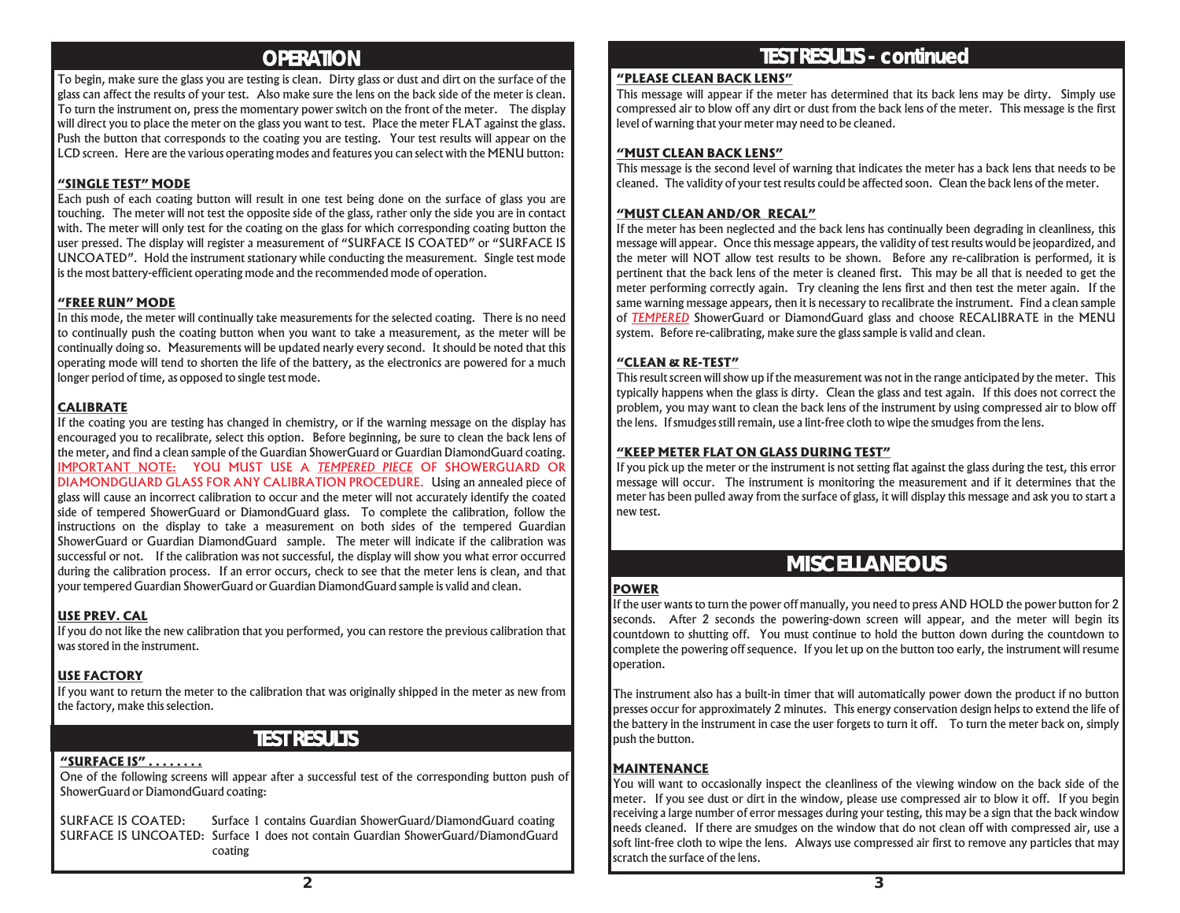# OPERATION

To begin, make sure the glass you are testing is clean. Dirty glass or dust and dirt on the surface of the glass can affect the results of your test. Also make sure the lens on the back side of the meter is clean. To turn the instrument on, press the momentary power switch on the front of the meter. The display will direct you to place the meter on the glass you want to test. Place the meter FLAT against the glass. Push the button that corresponds to the coating you are testing. Your test results will appear on the LCD screen. Here are the various operating modes and features you can select with the MENU button:

**"SINGLE TEST" MODE**

Each push of each coating button will result in one test being done on the surface of glass you are touching. The meter will not test the opposite side of the glass, rather only the side you are in contact with. The meter will only test for the coating on the glass for which corresponding coating button the user pressed. The display will register a measurement of "SURFACE IS COATED" or "SURFACE IS UNCOATED". Hold the instrument stationary while conducting the measurement. Single test mode is the most battery-efficient operating mode and the recommended mode of operation.

**"FREE RUN" MODE**

In this mode, the meter will continually take measurements for the selected coating. There is no need to continually push the coating button when you want to take a measurement, as the meter will be continually doing so. Measurements will be updated nearly every second. It should be noted that this operating mode will tend to shorten the life of the battery, as the electronics are powered for a much longer period of time, as opposed to single test mode.

**CALIBRATE**

If the coating you are testing has changed in chemistry, or if the warning message on the display has encouraged you to recalibrate, select this option. Before beginning, be sure to clean the back lens of the meter, and find a clean sample of the Guardian ShowerGuard or Guardian DiamondGuard coating. IMPORTANT NOTE: YOU MUST USE A *TEMPERED PIECE* OF SHOWERGUARD OR DIAMONDGUARD GLASS FOR ANY CALIBRATION PROCEDURE. Using an annealed piece of glass will cause an incorrect calibration to occur and the meter will not accurately identify the coated side of tempered ShowerGuard or DiamondGuard glass. To complete the calibration, follow the instructions on the display to take a measurement on both sides of the tempered Guardian ShowerGuard or Guardian DiamondGuard sample. The meter will indicate if the calibration was successful or not. If the calibration was not successful, the display will show you what error occurred during the calibration process. If an error occurs, check to see that the meter lens is clean, and that your tempered Guardian ShowerGuard or Guardian DiamondGuard sample is valid and clean.

**USE PREV. CAL**

If you do not like the new calibration that you performed, you can restore the previous calibration that was stored in the instrument.

**USE FACTORY**

If you want to return the meter to the calibration that was originally shipped in the meter as new from the factory, make this selection.

# TEST RESULTS

**"SURFACE IS" . . . . . . . .**

One of the following screens will appear after a successful test of the corresponding button push of ShowerGuard or DiamondGuard coating:

SURFACE IS COATED: Surface 1 contains Guardian ShowerGuard/DiamondGuard coating
SURFACE IS UNCOATED: Surface 1 does not contain Guardian ShowerGuard/DiamondGuard coating

# TEST RESULTS - continued

**"PLEASE CLEAN BACK LENS"**

This message will appear if the meter has determined that its back lens may be dirty. Simply use compressed air to blow off any dirt or dust from the back lens of the meter. This message is the first level of warning that your meter may need to be cleaned.

**"MUST CLEAN BACK LENS"**

This message is the second level of warning that indicates the meter has a back lens that needs to be cleaned. The validity of your test results could be affected soon. Clean the back lens of the meter.

**"MUST CLEAN AND/OR RECAL"**

If the meter has been neglected and the back lens has continually been degrading in cleanliness, this message will appear. Once this message appears, the validity of test results would be jeopardized, and the meter will NOT allow test results to be shown. Before any re-calibration is performed, it is pertinent that the back lens of the meter is cleaned first. This may be all that is needed to get the meter performing correctly again. Try cleaning the lens first and then test the meter again. If the same warning message appears, then it is necessary to recalibrate the instrument. Find a clean sample of *TEMPERED* ShowerGuard or DiamondGuard glass and choose RECALIBRATE in the MENU system. Before re-calibrating, make sure the glass sample is valid and clean.

**"CLEAN & RE-TEST"**

This result screen will show up if the measurement was not in the range anticipated by the meter. This typically happens when the glass is dirty. Clean the glass and test again. If this does not correct the problem, you may want to clean the back lens of the instrument by using compressed air to blow off the lens. If smudges still remain, use a lint-free cloth to wipe the smudges from the lens.

**"KEEP METER FLAT ON GLASS DURING TEST"**

If you pick up the meter or the instrument is not setting flat against the glass during the test, this error message will occur. The instrument is monitoring the measurement and if it determines that the meter has been pulled away from the surface of glass, it will display this message and ask you to start a new test.

# MISCELLANEOUS

**POWER**

If the user wants to turn the power off manually, you need to press AND HOLD the power button for 2 seconds. After 2 seconds the powering-down screen will appear, and the meter will begin its countdown to shutting off. You must continue to hold the button down during the countdown to complete the powering off sequence. If you let up on the button too early, the instrument will resume operation.

The instrument also has a built-in timer that will automatically power down the product if no button presses occur for approximately 2 minutes. This energy conservation design helps to extend the life of the battery in the instrument in case the user forgets to turn it off. To turn the meter back on, simply push the button.

**MAINTENANCE**

You will want to occasionally inspect the cleanliness of the viewing window on the back side of the meter. If you see dust or dirt in the window, please use compressed air to blow it off. If you begin receiving a large number of error messages during your testing, this may be a sign that the back window needs cleaned. If there are smudges on the window that do not clean off with compressed air, use a soft lint-free cloth to wipe the lens. Always use compressed air first to remove any particles that may scratch the surface of the lens.